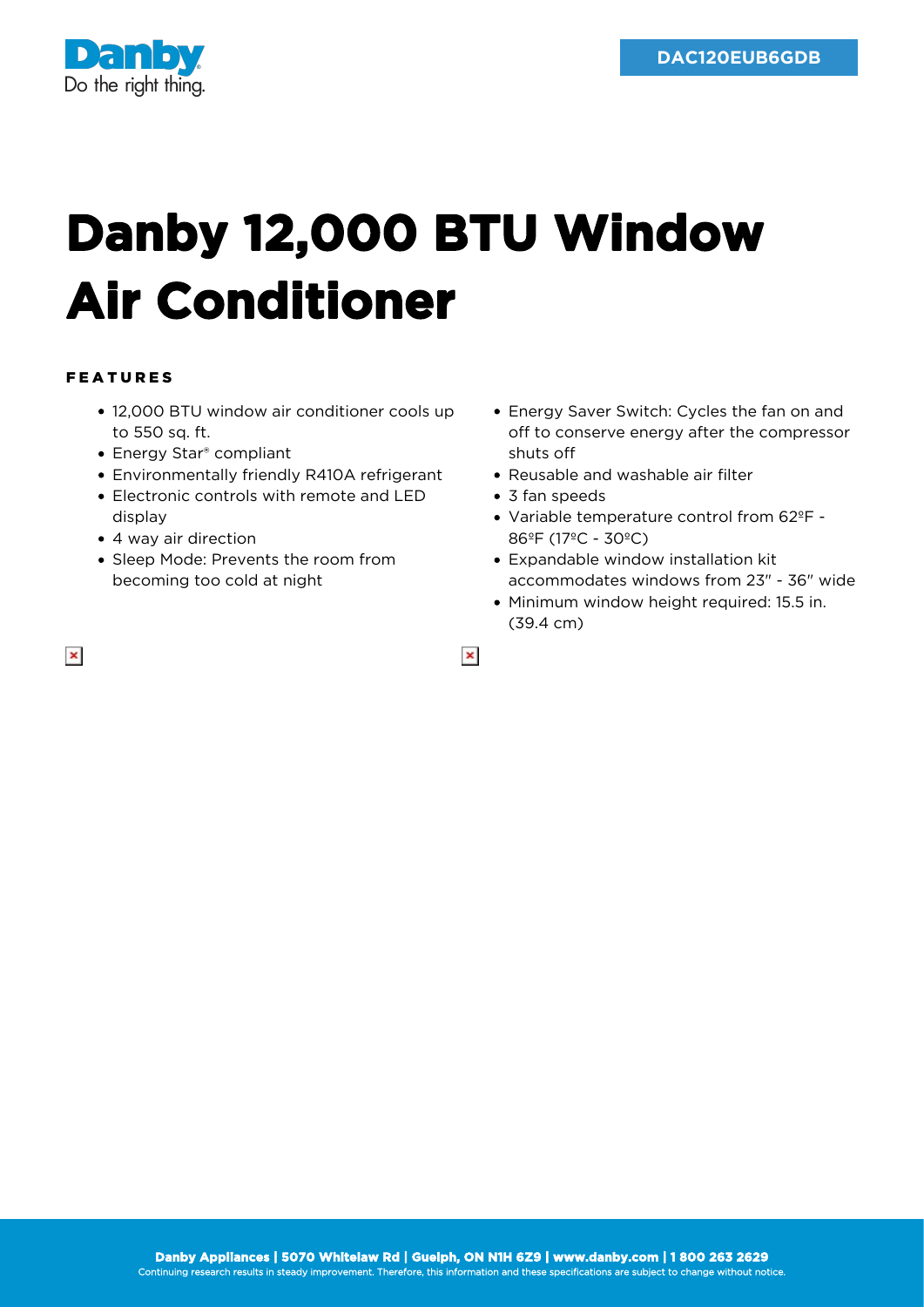Danby
Do the right thing.

DAC120EUB6GDB

# Danby 12,000 BTU Window Air Conditioner

## FEATURES

- 12,000 BTU window air conditioner cools up to 550 sq. ft.
- Energy Star® compliant
- Environmentally friendly R410A refrigerant
- Electronic controls with remote and LED display
- 4 way air direction
- Sleep Mode: Prevents the room from becoming too cold at night
- Energy Saver Switch: Cycles the fan on and off to conserve energy after the compressor shuts off
- Reusable and washable air filter
- 3 fan speeds
- Variable temperature control from 62ºF - 86ºF (17ºC - 30ºC)
- Expandable window installation kit accommodates windows from 23" - 36" wide
- Minimum window height required: 15.5 in. (39.4 cm)

**Danby Appliances | 5070 Whitelaw Rd | Guelph, ON N1H 6Z9 | www.danby.com | 1 800 263 2629**
Continuing research results in steady improvement. Therefore, this information and these specifications are subject to change without notice.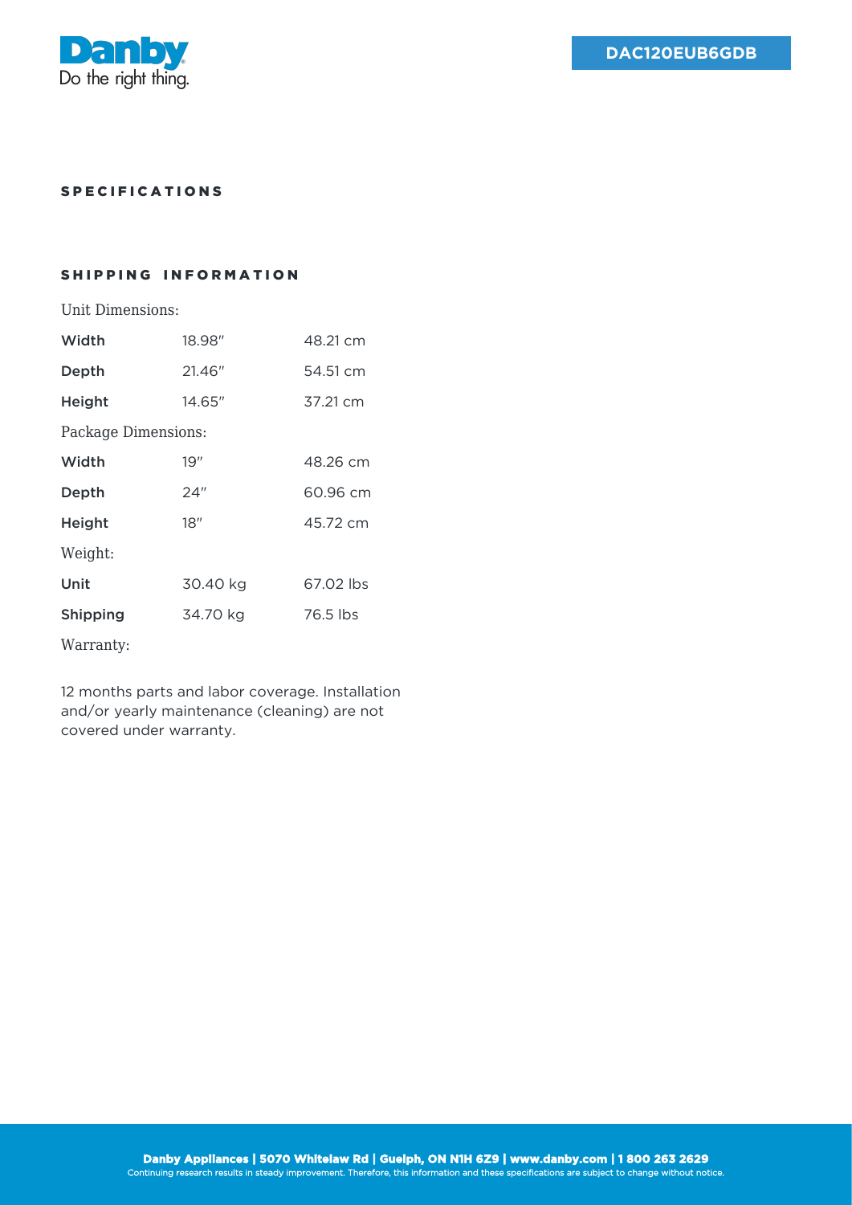## SPECIFICATIONS

### SHIPPING INFORMATION

Unit Dimensions:

| | | |
|---|---|---|
| **Width** | 18.98″ | 48.21 cm |
| **Depth** | 21.46″ | 54.51 cm |
| **Height** | 14.65″ | 37.21 cm |

Package Dimensions:

| | | |
|---|---|---|
| **Width** | 19″ | 48.26 cm |
| **Depth** | 24″ | 60.96 cm |
| **Height** | 18″ | 45.72 cm |

Weight:

| | | |
|---|---|---|
| **Unit** | 30.40 kg | 67.02 lbs |
| **Shipping** | 34.70 kg | 76.5 lbs |

Warranty:

12 months parts and labor coverage. Installation and/or yearly maintenance (cleaning) are not covered under warranty.